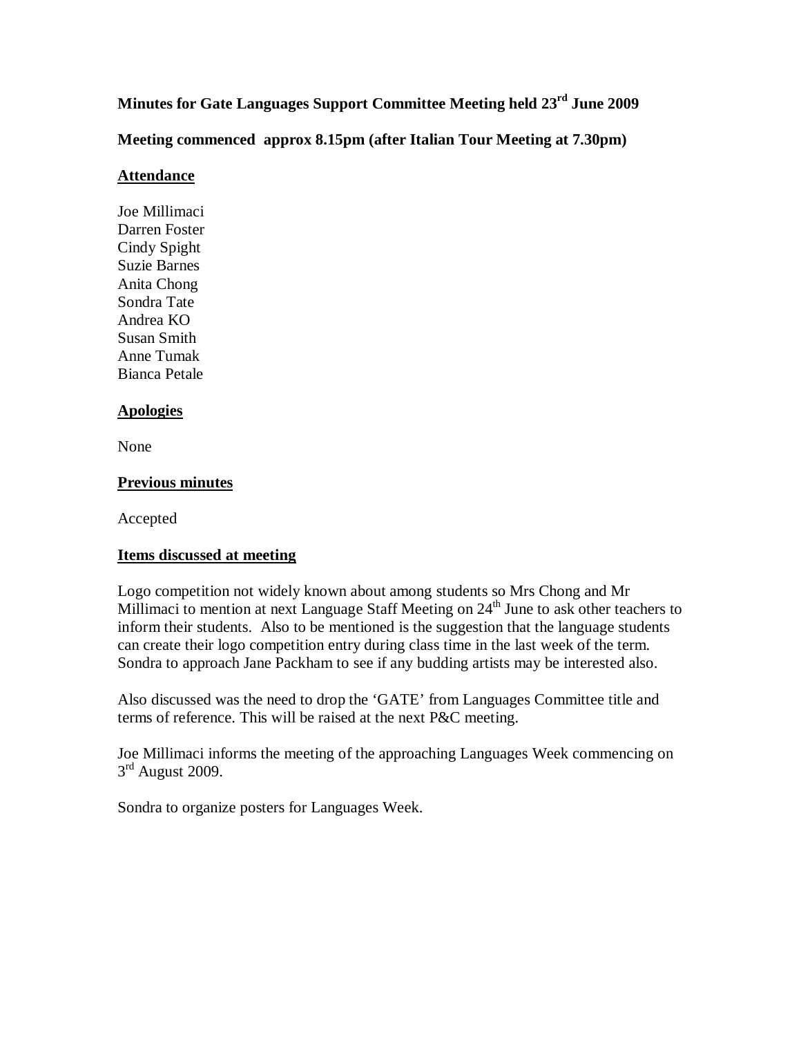**Minutes for Gate Languages Support Committee Meeting held 23rd June 2009**

**Meeting commenced approx 8.15pm (after Italian Tour Meeting at 7.30pm)**

**Attendance**

Joe Millimaci
Darren Foster
Cindy Spight
Suzie Barnes
Anita Chong
Sondra Tate
Andrea KO
Susan Smith
Anne Tumak
Bianca Petale

**Apologies**

None

**Previous minutes**

Accepted

**Items discussed at meeting**

Logo competition not widely known about among students so Mrs Chong and Mr Millimaci to mention at next Language Staff Meeting on 24th June to ask other teachers to inform their students. Also to be mentioned is the suggestion that the language students can create their logo competition entry during class time in the last week of the term. Sondra to approach Jane Packham to see if any budding artists may be interested also.

Also discussed was the need to drop the 'GATE' from Languages Committee title and terms of reference. This will be raised at the next P&C meeting.

Joe Millimaci informs the meeting of the approaching Languages Week commencing on 3rd August 2009.

Sondra to organize posters for Languages Week.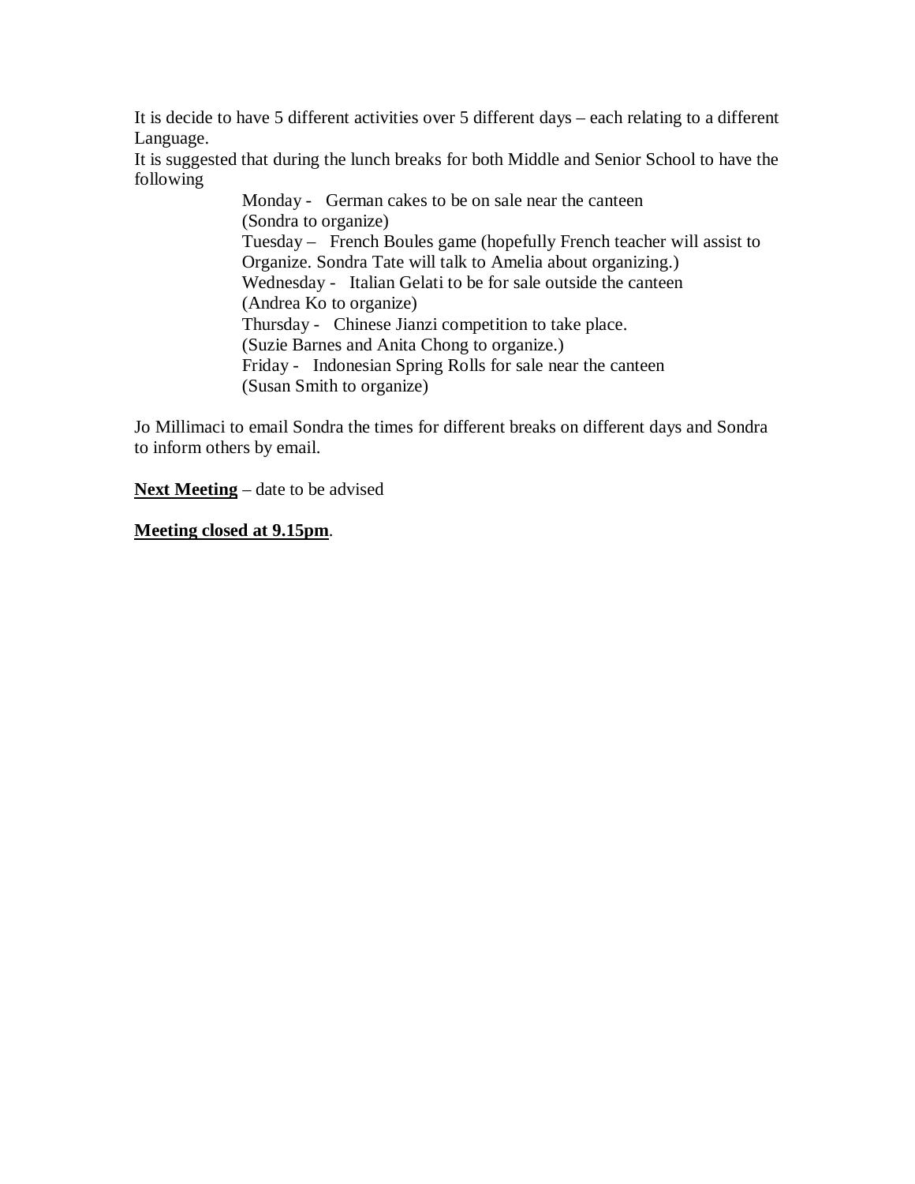It is decide to have 5 different activities over 5 different days – each relating to a different Language.
It is suggested that during the lunch breaks for both Middle and Senior School to have the following

> Monday - German cakes to be on sale near the canteen
> (Sondra to organize)
> Tuesday – French Boules game (hopefully French teacher will assist to Organize. Sondra Tate will talk to Amelia about organizing.)
> Wednesday - Italian Gelati to be for sale outside the canteen
> (Andrea Ko to organize)
> Thursday - Chinese Jianzi competition to take place.
> (Suzie Barnes and Anita Chong to organize.)
> Friday - Indonesian Spring Rolls for sale near the canteen
> (Susan Smith to organize)

Jo Millimaci to email Sondra the times for different breaks on different days and Sondra to inform others by email.

**Next Meeting** – date to be advised

**Meeting closed at 9.15pm**.